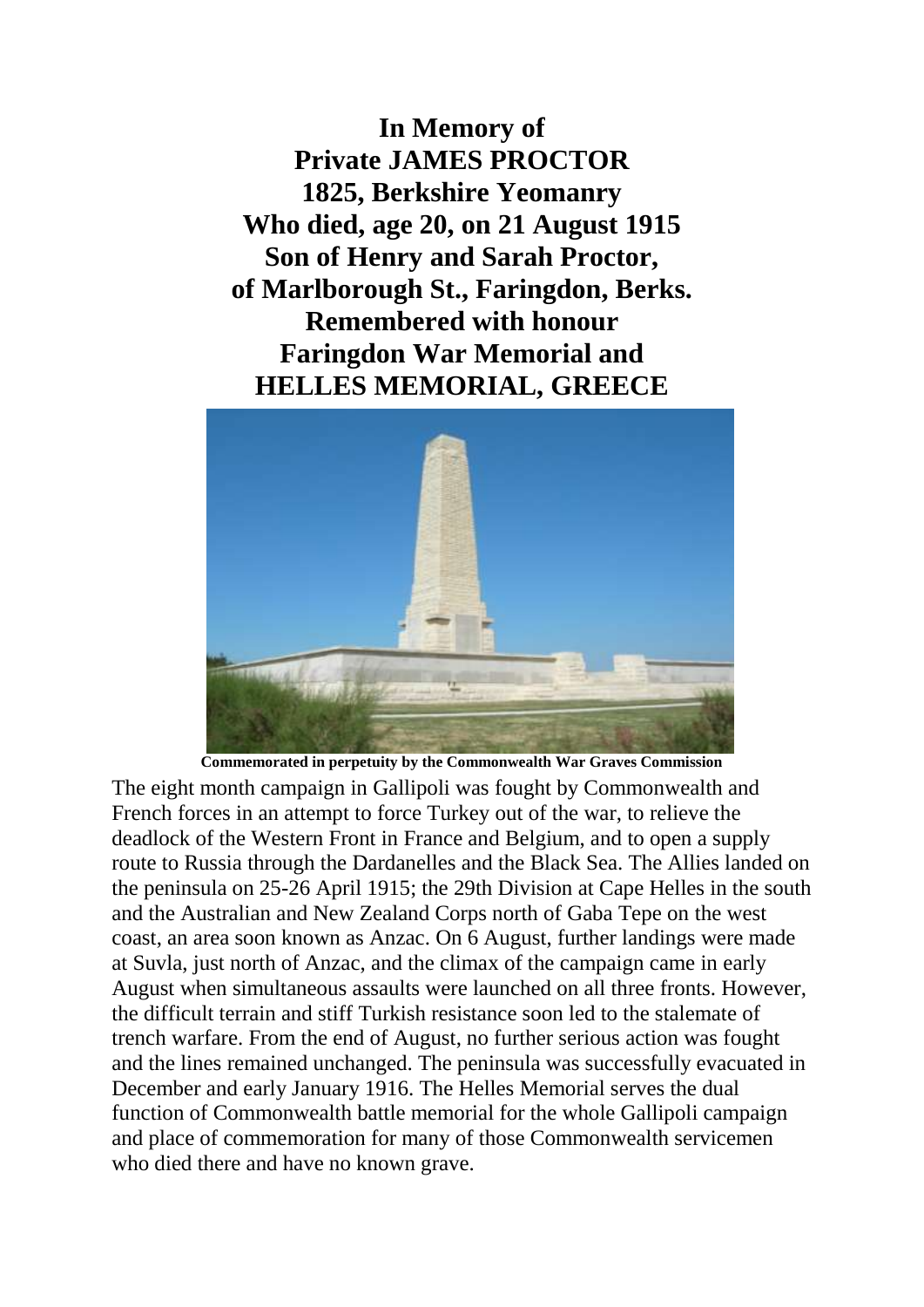**In Memory of**
**Private JAMES PROCTOR**
**1825, Berkshire Yeomanry**
**Who died, age 20, on 21 August 1915**
**Son of Henry and Sarah Proctor,**
**of Marlborough St., Faringdon, Berks.**
**Remembered with honour**
**Faringdon War Memorial and**
**HELLES MEMORIAL, GREECE**

**Commemorated in perpetuity by the Commonwealth War Graves Commission**

The eight month campaign in Gallipoli was fought by Commonwealth and French forces in an attempt to force Turkey out of the war, to relieve the deadlock of the Western Front in France and Belgium, and to open a supply route to Russia through the Dardanelles and the Black Sea. The Allies landed on the peninsula on 25-26 April 1915; the 29th Division at Cape Helles in the south and the Australian and New Zealand Corps north of Gaba Tepe on the west coast, an area soon known as Anzac. On 6 August, further landings were made at Suvla, just north of Anzac, and the climax of the campaign came in early August when simultaneous assaults were launched on all three fronts. However, the difficult terrain and stiff Turkish resistance soon led to the stalemate of trench warfare. From the end of August, no further serious action was fought and the lines remained unchanged. The peninsula was successfully evacuated in December and early January 1916. The Helles Memorial serves the dual function of Commonwealth battle memorial for the whole Gallipoli campaign and place of commemoration for many of those Commonwealth servicemen who died there and have no known grave.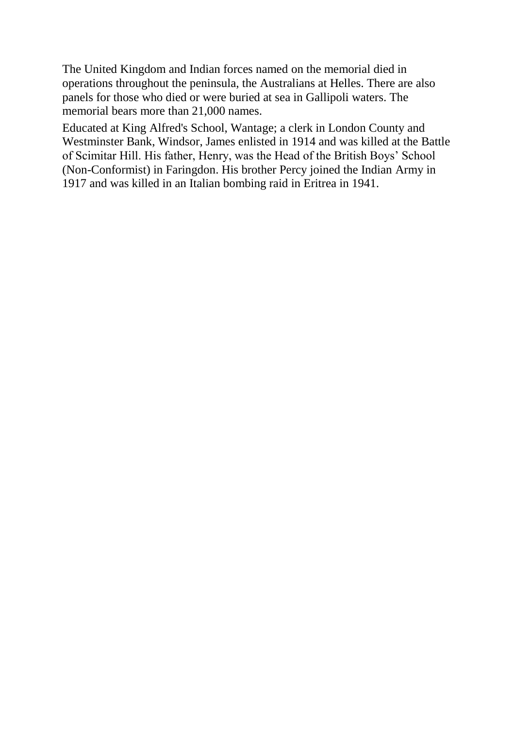The United Kingdom and Indian forces named on the memorial died in operations throughout the peninsula, the Australians at Helles. There are also panels for those who died or were buried at sea in Gallipoli waters. The memorial bears more than 21,000 names.

Educated at King Alfred's School, Wantage; a clerk in London County and Westminster Bank, Windsor, James enlisted in 1914 and was killed at the Battle of Scimitar Hill. His father, Henry, was the Head of the British Boys' School (Non-Conformist) in Faringdon. His brother Percy joined the Indian Army in 1917 and was killed in an Italian bombing raid in Eritrea in 1941.